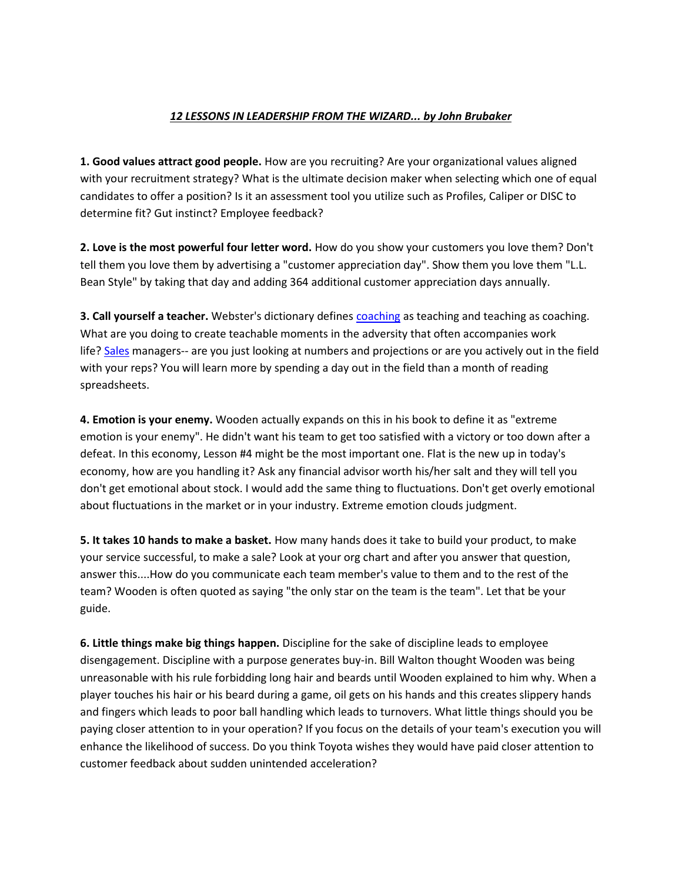***12 LESSONS IN LEADERSHIP FROM THE WIZARD... by John Brubaker***

**1. Good values attract good people.** How are you recruiting? Are your organizational values aligned with your recruitment strategy? What is the ultimate decision maker when selecting which one of equal candidates to offer a position? Is it an assessment tool you utilize such as Profiles, Caliper or DISC to determine fit? Gut instinct? Employee feedback?

**2. Love is the most powerful four letter word.** How do you show your customers you love them? Don't tell them you love them by advertising a "customer appreciation day". Show them you love them "L.L. Bean Style" by taking that day and adding 364 additional customer appreciation days annually.

**3. Call yourself a teacher.** Webster's dictionary defines coaching as teaching and teaching as coaching. What are you doing to create teachable moments in the adversity that often accompanies work life? Sales managers-- are you just looking at numbers and projections or are you actively out in the field with your reps? You will learn more by spending a day out in the field than a month of reading spreadsheets.

**4. Emotion is your enemy.** Wooden actually expands on this in his book to define it as "extreme emotion is your enemy". He didn't want his team to get too satisfied with a victory or too down after a defeat. In this economy, Lesson #4 might be the most important one. Flat is the new up in today's economy, how are you handling it? Ask any financial advisor worth his/her salt and they will tell you don't get emotional about stock. I would add the same thing to fluctuations. Don't get overly emotional about fluctuations in the market or in your industry. Extreme emotion clouds judgment.

**5. It takes 10 hands to make a basket.** How many hands does it take to build your product, to make your service successful, to make a sale? Look at your org chart and after you answer that question, answer this....How do you communicate each team member's value to them and to the rest of the team? Wooden is often quoted as saying "the only star on the team is the team". Let that be your guide.

**6. Little things make big things happen.** Discipline for the sake of discipline leads to employee disengagement. Discipline with a purpose generates buy-in. Bill Walton thought Wooden was being unreasonable with his rule forbidding long hair and beards until Wooden explained to him why. When a player touches his hair or his beard during a game, oil gets on his hands and this creates slippery hands and fingers which leads to poor ball handling which leads to turnovers. What little things should you be paying closer attention to in your operation? If you focus on the details of your team's execution you will enhance the likelihood of success. Do you think Toyota wishes they would have paid closer attention to customer feedback about sudden unintended acceleration?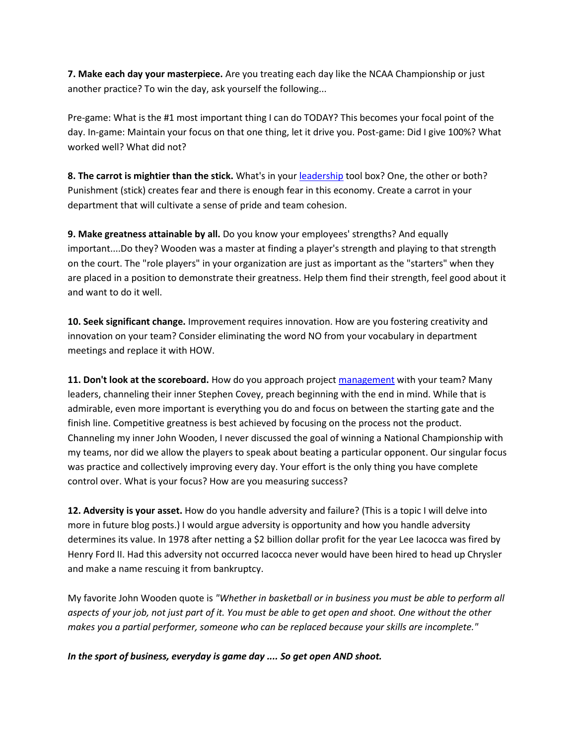**7. Make each day your masterpiece.** Are you treating each day like the NCAA Championship or just another practice? To win the day, ask yourself the following...

Pre-game: What is the #1 most important thing I can do TODAY? This becomes your focal point of the day. In-game: Maintain your focus on that one thing, let it drive you. Post-game: Did I give 100%? What worked well? What did not?

**8. The carrot is mightier than the stick.** What's in your leadership tool box? One, the other or both? Punishment (stick) creates fear and there is enough fear in this economy. Create a carrot in your department that will cultivate a sense of pride and team cohesion.

**9. Make greatness attainable by all.** Do you know your employees' strengths? And equally important....Do they? Wooden was a master at finding a player's strength and playing to that strength on the court. The "role players" in your organization are just as important as the "starters" when they are placed in a position to demonstrate their greatness. Help them find their strength, feel good about it and want to do it well.

**10. Seek significant change.** Improvement requires innovation. How are you fostering creativity and innovation on your team? Consider eliminating the word NO from your vocabulary in department meetings and replace it with HOW.

**11. Don't look at the scoreboard.** How do you approach project management with your team? Many leaders, channeling their inner Stephen Covey, preach beginning with the end in mind. While that is admirable, even more important is everything you do and focus on between the starting gate and the finish line. Competitive greatness is best achieved by focusing on the process not the product. Channeling my inner John Wooden, I never discussed the goal of winning a National Championship with my teams, nor did we allow the players to speak about beating a particular opponent. Our singular focus was practice and collectively improving every day. Your effort is the only thing you have complete control over. What is your focus? How are you measuring success?

**12. Adversity is your asset.** How do you handle adversity and failure? (This is a topic I will delve into more in future blog posts.) I would argue adversity is opportunity and how you handle adversity determines its value. In 1978 after netting a $2 billion dollar profit for the year Lee Iacocca was fired by Henry Ford II. Had this adversity not occurred Iacocca never would have been hired to head up Chrysler and make a name rescuing it from bankruptcy.

My favorite John Wooden quote is *"Whether in basketball or in business you must be able to perform all aspects of your job, not just part of it. You must be able to get open and shoot. One without the other makes you a partial performer, someone who can be replaced because your skills are incomplete."*

***In the sport of business, everyday is game day .... So get open AND shoot.***